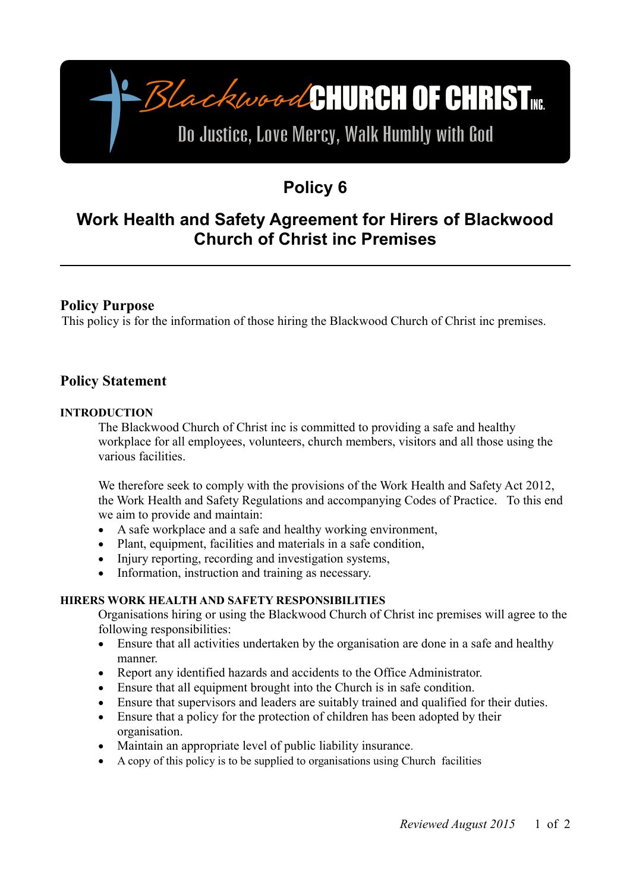Blackwood CHURCH OF CHRIST INC.

Do Justice, Love Mercy, Walk Humbly with God

# Policy 6

# Work Health and Safety Agreement for Hirers of Blackwood Church of Christ inc Premises

---

## Policy Purpose

This policy is for the information of those hiring the Blackwood Church of Christ inc premises.

## Policy Statement

### INTRODUCTION

The Blackwood Church of Christ inc is committed to providing a safe and healthy workplace for all employees, volunteers, church members, visitors and all those using the various facilities.

We therefore seek to comply with the provisions of the Work Health and Safety Act 2012, the Work Health and Safety Regulations and accompanying Codes of Practice. To this end we aim to provide and maintain:

- A safe workplace and a safe and healthy working environment,
- Plant, equipment, facilities and materials in a safe condition,
- Injury reporting, recording and investigation systems,
- Information, instruction and training as necessary.

### HIRERS WORK HEALTH AND SAFETY RESPONSIBILITIES

Organisations hiring or using the Blackwood Church of Christ inc premises will agree to the following responsibilities:

- Ensure that all activities undertaken by the organisation are done in a safe and healthy manner.
- Report any identified hazards and accidents to the Office Administrator.
- Ensure that all equipment brought into the Church is in safe condition.
- Ensure that supervisors and leaders are suitably trained and qualified for their duties.
- Ensure that a policy for the protection of children has been adopted by their organisation.
- Maintain an appropriate level of public liability insurance.
- A copy of this policy is to be supplied to organisations using Church facilities

*Reviewed August 2015*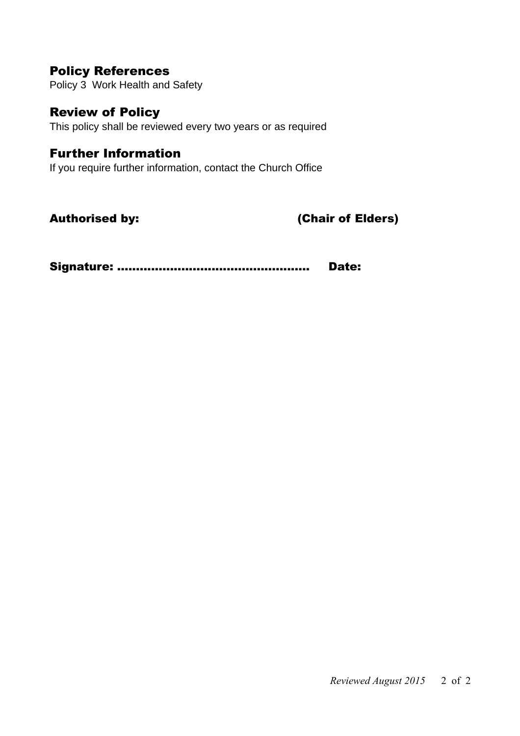## Policy References

Policy 3  Work Health and Safety

## Review of Policy

This policy shall be reviewed every two years or as required

## Further Information

If you require further information, contact the Church Office

**Authorised by:** **(Chair of Elders)**

**Signature: ..................................................** **Date:**